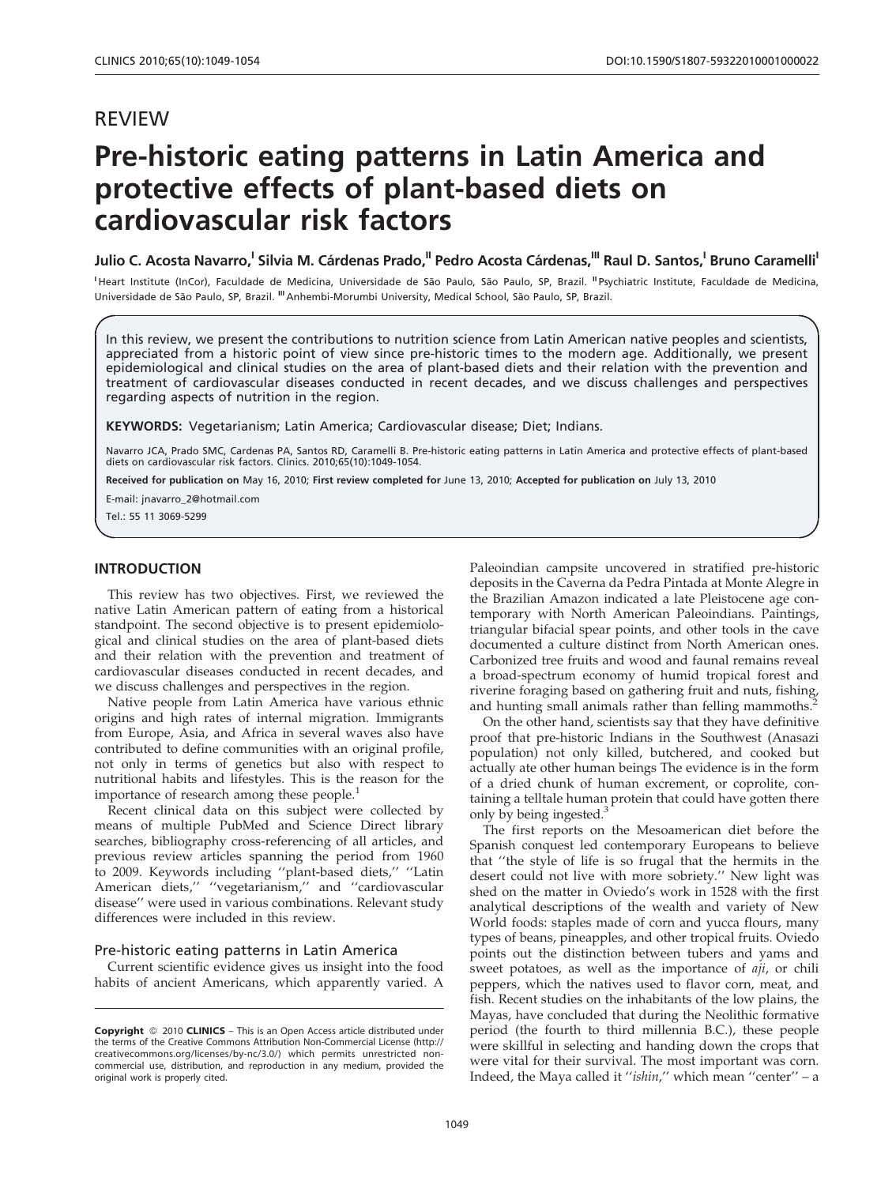# REVIEW

# Pre-historic eating patterns in Latin America and protective effects of plant-based diets on cardiovascular risk factors

**Julio C. Acosta Navarro,[I] Silvia M. Cárdenas Prado,[II] Pedro Acosta Cárdenas,[III] Raul D. Santos,[I] Bruno Caramelli[I]**

[I] Heart Institute (InCor), Faculdade de Medicina, Universidade de São Paulo, São Paulo, SP, Brazil. [II] Psychiatric Institute, Faculdade de Medicina, Universidade de São Paulo, SP, Brazil. [III] Anhembi-Morumbi University, Medical School, São Paulo, SP, Brazil.

In this review, we present the contributions to nutrition science from Latin American native peoples and scientists, appreciated from a historic point of view since pre-historic times to the modern age. Additionally, we present epidemiological and clinical studies on the area of plant-based diets and their relation with the prevention and treatment of cardiovascular diseases conducted in recent decades, and we discuss challenges and perspectives regarding aspects of nutrition in the region.

**KEYWORDS:** Vegetarianism; Latin America; Cardiovascular disease; Diet; Indians.

Navarro JCA, Prado SMC, Cardenas PA, Santos RD, Caramelli B. Pre-historic eating patterns in Latin America and protective effects of plant-based diets on cardiovascular risk factors. Clinics. 2010;65(10):1049-1054.

**Received for publication on** May 16, 2010; **First review completed for** June 13, 2010; **Accepted for publication on** July 13, 2010

E-mail: jnavarro_2@hotmail.com

Tel.: 55 11 3069-5299

## INTRODUCTION

This review has two objectives. First, we reviewed the native Latin American pattern of eating from a historical standpoint. The second objective is to present epidemiological and clinical studies on the area of plant-based diets and their relation with the prevention and treatment of cardiovascular diseases conducted in recent decades, and we discuss challenges and perspectives in the region.

Native people from Latin America have various ethnic origins and high rates of internal migration. Immigrants from Europe, Asia, and Africa in several waves also have contributed to define communities with an original profile, not only in terms of genetics but also with respect to nutritional habits and lifestyles. This is the reason for the importance of research among these people.[1]

Recent clinical data on this subject were collected by means of multiple PubMed and Science Direct library searches, bibliography cross-referencing of all articles, and previous review articles spanning the period from 1960 to 2009. Keywords including ''plant-based diets,'' ''Latin American diets,'' ''vegetarianism,'' and ''cardiovascular disease'' were used in various combinations. Relevant study differences were included in this review.

### Pre-historic eating patterns in Latin America

Current scientific evidence gives us insight into the food habits of ancient Americans, which apparently varied. A Paleoindian campsite uncovered in stratified pre-historic deposits in the Caverna da Pedra Pintada at Monte Alegre in the Brazilian Amazon indicated a late Pleistocene age contemporary with North American Paleoindians. Paintings, triangular bifacial spear points, and other tools in the cave documented a culture distinct from North American ones. Carbonized tree fruits and wood and faunal remains reveal a broad-spectrum economy of humid tropical forest and riverine foraging based on gathering fruit and nuts, fishing, and hunting small animals rather than felling mammoths.[2]

On the other hand, scientists say that they have definitive proof that pre-historic Indians in the Southwest (Anasazi population) not only killed, butchered, and cooked but actually ate other human beings The evidence is in the form of a dried chunk of human excrement, or coprolite, containing a telltale human protein that could have gotten there only by being ingested.[3]

The first reports on the Mesoamerican diet before the Spanish conquest led contemporary Europeans to believe that ''the style of life is so frugal that the hermits in the desert could not live with more sobriety.'' New light was shed on the matter in Oviedo's work in 1528 with the first analytical descriptions of the wealth and variety of New World foods: staples made of corn and yucca flours, many types of beans, pineapples, and other tropical fruits. Oviedo points out the distinction between tubers and yams and sweet potatoes, as well as the importance of *aji*, or chili peppers, which the natives used to flavor corn, meat, and fish. Recent studies on the inhabitants of the low plains, the Mayas, have concluded that during the Neolithic formative period (the fourth to third millennia B.C.), these people were skillful in selecting and handing down the crops that were vital for their survival. The most important was corn. Indeed, the Maya called it ''*ishin*,'' which mean ''center'' – a

**Copyright** © 2010 **CLINICS** – This is an Open Access article distributed under the terms of the Creative Commons Attribution Non-Commercial License (http://creativecommons.org/licenses/by-nc/3.0/) which permits unrestricted non-commercial use, distribution, and reproduction in any medium, provided the original work is properly cited.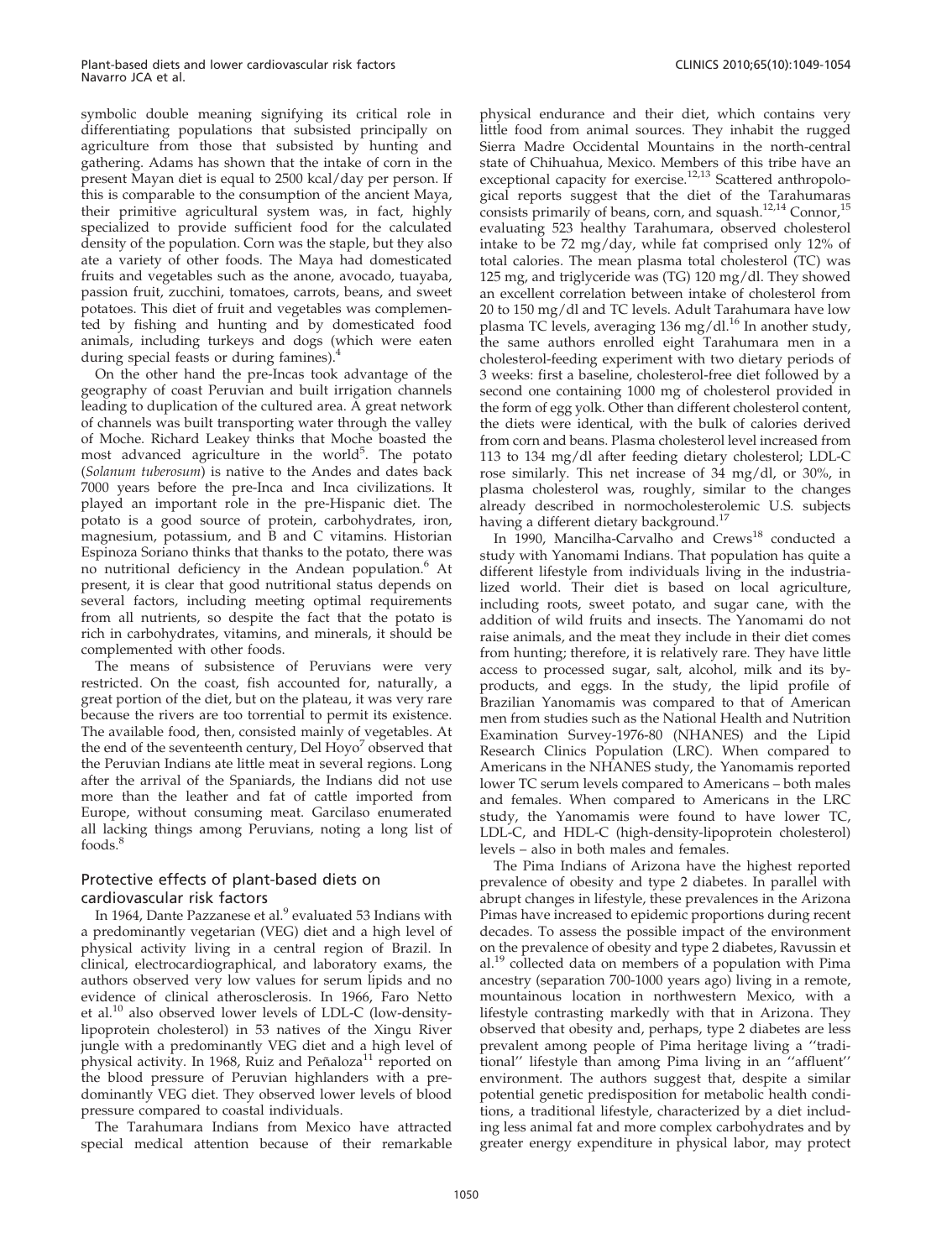symbolic double meaning signifying its critical role in differentiating populations that subsisted principally on agriculture from those that subsisted by hunting and gathering. Adams has shown that the intake of corn in the present Mayan diet is equal to 2500 kcal/day per person. If this is comparable to the consumption of the ancient Maya, their primitive agricultural system was, in fact, highly specialized to provide sufficient food for the calculated density of the population. Corn was the staple, but they also ate a variety of other foods. The Maya had domesticated fruits and vegetables such as the anone, avocado, tuayaba, passion fruit, zucchini, tomatoes, carrots, beans, and sweet potatoes. This diet of fruit and vegetables was complemented by fishing and hunting and by domesticated food animals, including turkeys and dogs (which were eaten during special feasts or during famines).[4]

On the other hand the pre-Incas took advantage of the geography of coast Peruvian and built irrigation channels leading to duplication of the cultured area. A great network of channels was built transporting water through the valley of Moche. Richard Leakey thinks that Moche boasted the most advanced agriculture in the world[5]. The potato (*Solanum tuberosum*) is native to the Andes and dates back 7000 years before the pre-Inca and Inca civilizations. It played an important role in the pre-Hispanic diet. The potato is a good source of protein, carbohydrates, iron, magnesium, potassium, and B and C vitamins. Historian Espinoza Soriano thinks that thanks to the potato, there was no nutritional deficiency in the Andean population.[6] At present, it is clear that good nutritional status depends on several factors, including meeting optimal requirements from all nutrients, so despite the fact that the potato is rich in carbohydrates, vitamins, and minerals, it should be complemented with other foods.

The means of subsistence of Peruvians were very restricted. On the coast, fish accounted for, naturally, a great portion of the diet, but on the plateau, it was very rare because the rivers are too torrential to permit its existence. The available food, then, consisted mainly of vegetables. At the end of the seventeenth century, Del Hoyo[7] observed that the Peruvian Indians ate little meat in several regions. Long after the arrival of the Spaniards, the Indians did not use more than the leather and fat of cattle imported from Europe, without consuming meat. Garcilaso enumerated all lacking things among Peruvians, noting a long list of foods.[8]

## Protective effects of plant-based diets on cardiovascular risk factors

In 1964, Dante Pazzanese et al.[9] evaluated 53 Indians with a predominantly vegetarian (VEG) diet and a high level of physical activity living in a central region of Brazil. In clinical, electrocardiographical, and laboratory exams, the authors observed very low values for serum lipids and no evidence of clinical atherosclerosis. In 1966, Faro Netto et al.[10] also observed lower levels of LDL-C (low-density-lipoprotein cholesterol) in 53 natives of the Xingu River jungle with a predominantly VEG diet and a high level of physical activity. In 1968, Ruiz and Peñaloza[11] reported on the blood pressure of Peruvian highlanders with a predominantly VEG diet. They observed lower levels of blood pressure compared to coastal individuals.

The Tarahumara Indians from Mexico have attracted special medical attention because of their remarkable physical endurance and their diet, which contains very little food from animal sources. They inhabit the rugged Sierra Madre Occidental Mountains in the north-central state of Chihuahua, Mexico. Members of this tribe have an exceptional capacity for exercise.[12,13] Scattered anthropological reports suggest that the diet of the Tarahumaras consists primarily of beans, corn, and squash.[12,14] Connor,[15] evaluating 523 healthy Tarahumara, observed cholesterol intake to be 72 mg/day, while fat comprised only 12% of total calories. The mean plasma total cholesterol (TC) was 125 mg, and triglyceride was (TG) 120 mg/dl. They showed an excellent correlation between intake of cholesterol from 20 to 150 mg/dl and TC levels. Adult Tarahumara have low plasma TC levels, averaging 136 mg/dl.[16] In another study, the same authors enrolled eight Tarahumara men in a cholesterol-feeding experiment with two dietary periods of 3 weeks: first a baseline, cholesterol-free diet followed by a second one containing 1000 mg of cholesterol provided in the form of egg yolk. Other than different cholesterol content, the diets were identical, with the bulk of calories derived from corn and beans. Plasma cholesterol level increased from 113 to 134 mg/dl after feeding dietary cholesterol; LDL-C rose similarly. This net increase of 34 mg/dl, or 30%, in plasma cholesterol was, roughly, similar to the changes already described in normocholesterolemic U.S. subjects having a different dietary background.[17]

In 1990, Mancilha-Carvalho and Crews[18] conducted a study with Yanomami Indians. That population has quite a different lifestyle from individuals living in the industrialized world. Their diet is based on local agriculture, including roots, sweet potato, and sugar cane, with the addition of wild fruits and insects. The Yanomami do not raise animals, and the meat they include in their diet comes from hunting; therefore, it is relatively rare. They have little access to processed sugar, salt, alcohol, milk and its by-products, and eggs. In the study, the lipid profile of Brazilian Yanomamis was compared to that of American men from studies such as the National Health and Nutrition Examination Survey-1976-80 (NHANES) and the Lipid Research Clinics Population (LRC). When compared to Americans in the NHANES study, the Yanomamis reported lower TC serum levels compared to Americans – both males and females. When compared to Americans in the LRC study, the Yanomamis were found to have lower TC, LDL-C, and HDL-C (high-density-lipoprotein cholesterol) levels – also in both males and females.

The Pima Indians of Arizona have the highest reported prevalence of obesity and type 2 diabetes. In parallel with abrupt changes in lifestyle, these prevalences in the Arizona Pimas have increased to epidemic proportions during recent decades. To assess the possible impact of the environment on the prevalence of obesity and type 2 diabetes, Ravussin et al.[19] collected data on members of a population with Pima ancestry (separation 700-1000 years ago) living in a remote, mountainous location in northwestern Mexico, with a lifestyle contrasting markedly with that in Arizona. They observed that obesity and, perhaps, type 2 diabetes are less prevalent among people of Pima heritage living a ''traditional'' lifestyle than among Pima living in an ''affluent'' environment. The authors suggest that, despite a similar potential genetic predisposition for metabolic health conditions, a traditional lifestyle, characterized by a diet including less animal fat and more complex carbohydrates and by greater energy expenditure in physical labor, may protect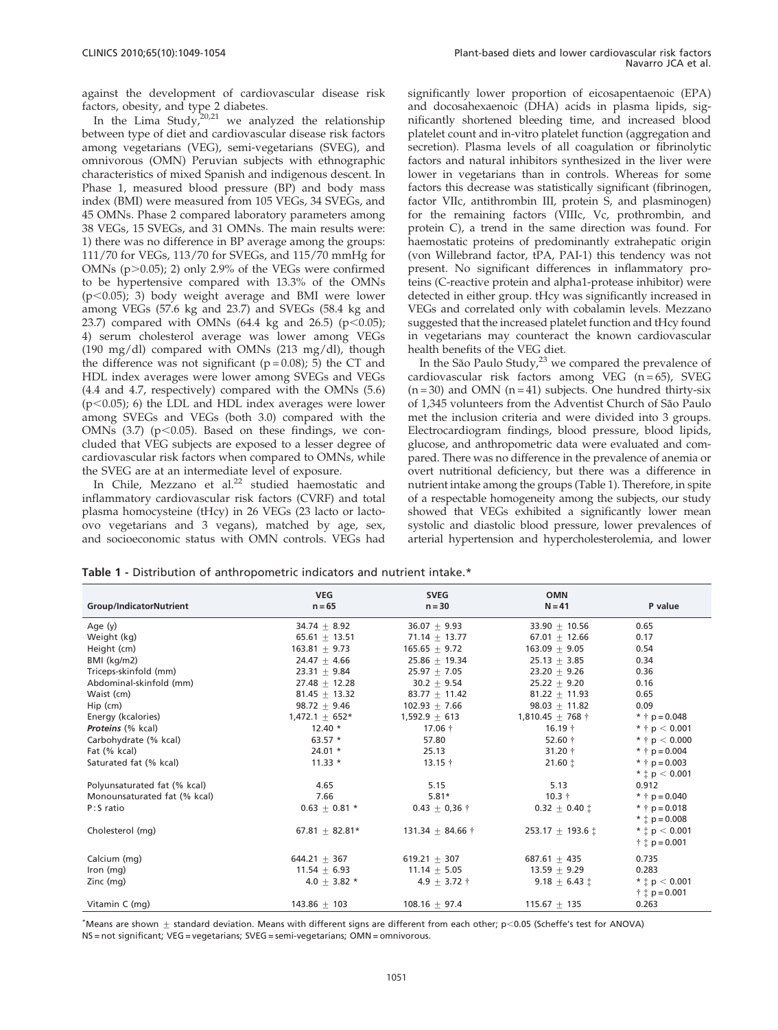against the development of cardiovascular disease risk factors, obesity, and type 2 diabetes.

In the Lima Study,[20,21] we analyzed the relationship between type of diet and cardiovascular disease risk factors among vegetarians (VEG), semi-vegetarians (SVEG), and omnivorous (OMN) Peruvian subjects with ethnographic characteristics of mixed Spanish and indigenous descent. In Phase 1, measured blood pressure (BP) and body mass index (BMI) were measured from 105 VEGs, 34 SVEGs, and 45 OMNs. Phase 2 compared laboratory parameters among 38 VEGs, 15 SVEGs, and 31 OMNs. The main results were: 1) there was no difference in BP average among the groups: 111/70 for VEGs, 113/70 for SVEGs, and 115/70 mmHg for OMNs ($p>0.05$); 2) only 2.9% of the VEGs were confirmed to be hypertensive compared with 13.3% of the OMNs ($p<0.05$); 3) body weight average and BMI were lower among VEGs (57.6 kg and 23.7) and SVEGs (58.4 kg and 23.7) compared with OMNs (64.4 kg and 26.5) ($p<0.05$); 4) serum cholesterol average was lower among VEGs (190 mg/dl) compared with OMNs (213 mg/dl), though the difference was not significant ($p = 0.08$); 5) the CT and HDL index averages were lower among SVEGs and VEGs (4.4 and 4.7, respectively) compared with the OMNs (5.6) ($p<0.05$); 6) the LDL and HDL index averages were lower among SVEGs and VEGs (both 3.0) compared with the OMNs (3.7) ($p<0.05$). Based on these findings, we concluded that VEG subjects are exposed to a lesser degree of cardiovascular risk factors when compared to OMNs, while the SVEG are at an intermediate level of exposure.

In Chile, Mezzano et al.[22] studied haemostatic and inflammatory cardiovascular risk factors (CVRF) and total plasma homocysteine (tHcy) in 26 VEGs (23 lacto or lacto-ovo vegetarians and 3 vegans), matched by age, sex, and socioeconomic status with OMN controls. VEGs had significantly lower proportion of eicosapentaenoic (EPA) and docosahexaenoic (DHA) acids in plasma lipids, significantly shortened bleeding time, and increased blood platelet count and in-vitro platelet function (aggregation and secretion). Plasma levels of all coagulation or fibrinolytic factors and natural inhibitors synthesized in the liver were lower in vegetarians than in controls. Whereas for some factors this decrease was statistically significant (fibrinogen, factor VIIc, antithrombin III, protein S, and plasminogen) for the remaining factors (VIIIc, Vc, prothrombin, and protein C), a trend in the same direction was found. For haemostatic proteins of predominantly extrahepatic origin (von Willebrand factor, tPA, PAI-1) this tendency was not present. No significant differences in inflammatory proteins (C-reactive protein and alpha1-protease inhibitor) were detected in either group. tHcy was significantly increased in VEGs and correlated only with cobalamin levels. Mezzano suggested that the increased platelet function and tHcy found in vegetarians may counteract the known cardiovascular health benefits of the VEG diet.

In the São Paulo Study,[23] we compared the prevalence of cardiovascular risk factors among VEG ($n = 65$), SVEG ($n = 30$) and OMN ($n = 41$) subjects. One hundred thirty-six of 1,345 volunteers from the Adventist Church of São Paulo met the inclusion criteria and were divided into 3 groups. Electrocardiogram findings, blood pressure, blood lipids, glucose, and anthropometric data were evaluated and compared. There was no difference in the prevalence of anemia or overt nutritional deficiency, but there was a difference in nutrient intake among the groups (Table 1). Therefore, in spite of a respectable homogeneity among the subjects, our study showed that VEGs exhibited a significantly lower mean systolic and diastolic blood pressure, lower prevalences of arterial hypertension and hypercholesterolemia, and lower

**Table 1 -** Distribution of anthropometric indicators and nutrient intake.*

| Group/IndicatorNutrient | VEG n = 65 | SVEG n = 30 | OMN N = 41 | P value |
|---|---|---|---|---|
| Age (y) | 34.74 ± 8.92 | 36.07 ± 9.93 | 33.90 ± 10.56 | 0.65 |
| Weight (kg) | 65.61 ± 13.51 | 71.14 ± 13.77 | 67.01 ± 12.66 | 0.17 |
| Height (cm) | 163.81 ± 9.73 | 165.65 ± 9.72 | 163.09 ± 9.05 | 0.54 |
| BMI (kg/m2) | 24.47 ± 4.66 | 25.86 ± 19.34 | 25.13 ± 3.85 | 0.34 |
| Triceps-skinfold (mm) | 23.31 ± 9.84 | 25.97 ± 7.05 | 23.20 ± 9.26 | 0.36 |
| Abdominal-skinfold (mm) | 27.48 ± 12.28 | 30.2 ± 9.54 | 25.22 ± 9.20 | 0.16 |
| Waist (cm) | 81.45 ± 13.32 | 83.77 ± 11.42 | 81.22 ± 11.93 | 0.65 |
| Hip (cm) | 98.72 ± 9.46 | 102.93 ± 7.66 | 98.03 ± 11.82 | 0.09 |
| Energy (kcalories) | 1,472.1 ± 652* | 1,592.9 ± 613 | 1,810.45 ± 768 † | * † p = 0.048 |
| ***Proteins*** (% kcal) | 12.40 * | 17.06 † | 16.19 † | * † p < 0.001 |
| Carbohydrate (% kcal) | 63.57 * | 57.80 | 52.60 † | * † p < 0.000 |
| Fat (% kcal) | 24.01 * | 25.13 | 31.20 † | * † p = 0.004 |
| Saturated fat (% kcal) | 11.33 * | 13.15 † | 21.60 ‡ | * † p = 0.003<br>* ‡ p < 0.001 |
| Polyunsaturated fat (% kcal) | 4.65 | 5.15 | 5.13 | 0.912 |
| Monounsaturated fat (% kcal) | 7.66 | 5.81* | 10.3 † | * † p = 0.040 |
| P:S ratio | 0.63 ± 0.81 * | 0.43 ± 0,36 † | 0.32 ± 0.40 ‡ | * † p = 0.018<br>* ‡ p = 0.008 |
| Cholesterol (mg) | 67.81 ± 82.81* | 131.34 ± 84.66 † | 253.17 ± 193.6 ‡ | * ‡ p < 0.001<br>† ‡ p = 0.001 |
| Calcium (mg) | 644.21 ± 367 | 619.21 ± 307 | 687.61 ± 435 | 0.735 |
| Iron (mg) | 11.54 ± 6.93 | 11.14 ± 5.05 | 13.59 ± 9.29 | 0.283 |
| Zinc (mg) | 4.0 ± 3.82 * | 4.9 ± 3.72 † | 9.18 ± 6.43 ‡ | * ‡ p < 0.001<br>† ‡ p = 0.001 |
| Vitamin C (mg) | 143.86 ± 103 | 108.16 ± 97.4 | 115.67 ± 135 | 0.263 |

*Means are shown ± standard deviation. Means with different signs are different from each other; $p<0.05$ (Scheffe's test for ANOVA)
NS = not significant; VEG = vegetarians; SVEG = semi-vegetarians; OMN = omnivorous.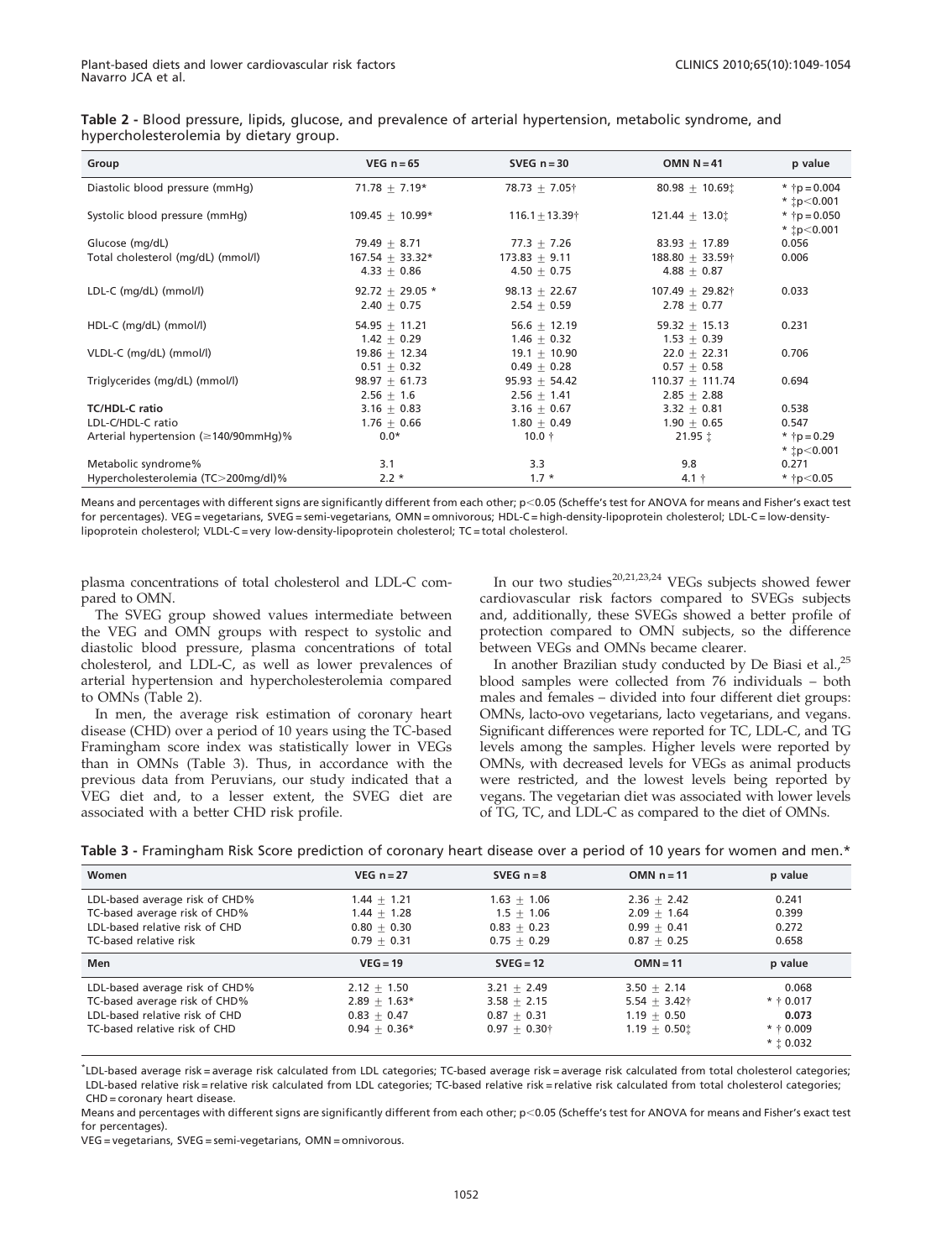**Table 2 -** Blood pressure, lipids, glucose, and prevalence of arterial hypertension, metabolic syndrome, and hypercholesterolemia by dietary group.

| Group | VEG n = 65 | SVEG n = 30 | OMN N = 41 | p value |
|---|---|---|---|---|
| Diastolic blood pressure (mmHg) | 71.78 ± 7.19* | 78.73 ± 7.05† | 80.98 ± 10.69‡ | * †p = 0.004<br>* ‡p<0.001 |
| Systolic blood pressure (mmHg) | 109.45 ± 10.99* | 116.1 ± 13.39† | 121.44 ± 13.0‡ | * †p = 0.050<br>* ‡p<0.001 |
| Glucose (mg/dL) | 79.49 ± 8.71 | 77.3 ± 7.26 | 83.93 ± 17.89 | 0.056 |
| Total cholesterol (mg/dL) (mmol/l) | 167.54 ± 33.32*<br>4.33 ± 0.86 | 173.83 ± 9.11<br>4.50 ± 0.75 | 188.80 ± 33.59†<br>4.88 ± 0.87 | 0.006 |
| LDL-C (mg/dL) (mmol/l) | 92.72 ± 29.05 *<br>2.40 ± 0.75 | 98.13 ± 22.67<br>2.54 ± 0.59 | 107.49 ± 29.82†<br>2.78 ± 0.77 | 0.033 |
| HDL-C (mg/dL) (mmol/l) | 54.95 ± 11.21<br>1.42 ± 0.29 | 56.6 ± 12.19<br>1.46 ± 0.32 | 59.32 ± 15.13<br>1.53 ± 0.39 | 0.231 |
| VLDL-C (mg/dL) (mmol/l) | 19.86 ± 12.34<br>0.51 ± 0.32 | 19.1 ± 10.90<br>0.49 ± 0.28 | 22.0 ± 22.31<br>0.57 ± 0.58 | 0.706 |
| Triglycerides (mg/dL) (mmol/l) | 98.97 ± 61.73<br>2.56 ± 1.6 | 95.93 ± 54.42<br>2.56 ± 1.41 | 110.37 ± 111.74<br>2.85 ± 2.88 | 0.694 |
| **TC/HDL-C ratio** | 3.16 ± 0.83 | 3.16 ± 0.67 | 3.32 ± 0.81 | 0.538 |
| LDL-C/HDL-C ratio | 1.76 ± 0.66 | 1.80 ± 0.49 | 1.90 ± 0.65 | 0.547 |
| Arterial hypertension (≥140/90mmHg)% | 0.0* | 10.0 † | 21.95 ‡ | * †p = 0.29<br>* ‡p<0.001 |
| Metabolic syndrome% | 3.1 | 3.3 | 9.8 | 0.271 |
| Hypercholesterolemia (TC>200mg/dl)% | 2.2 * | 1.7 * | 4.1 † | * †p<0.05 |

Means and percentages with different signs are significantly different from each other; p<0.05 (Scheffe's test for ANOVA for means and Fisher's exact test for percentages). VEG = vegetarians, SVEG = semi-vegetarians, OMN = omnivorous; HDL-C = high-density-lipoprotein cholesterol; LDL-C = low-density-lipoprotein cholesterol; VLDL-C = very low-density-lipoprotein cholesterol; TC = total cholesterol.

plasma concentrations of total cholesterol and LDL-C compared to OMN.

The SVEG group showed values intermediate between the VEG and OMN groups with respect to systolic and diastolic blood pressure, plasma concentrations of total cholesterol, and LDL-C, as well as lower prevalences of arterial hypertension and hypercholesterolemia compared to OMNs (Table 2).

In men, the average risk estimation of coronary heart disease (CHD) over a period of 10 years using the TC-based Framingham score index was statistically lower in VEGs than in OMNs (Table 3). Thus, in accordance with the previous data from Peruvians, our study indicated that a VEG diet and, to a lesser extent, the SVEG diet are associated with a better CHD risk profile.

In our two studies[20,21,23,24] VEGs subjects showed fewer cardiovascular risk factors compared to SVEGs subjects and, additionally, these SVEGs showed a better profile of protection compared to OMN subjects, so the difference between VEGs and OMNs became clearer.

In another Brazilian study conducted by De Biasi et al.,[25] blood samples were collected from 76 individuals – both males and females – divided into four different diet groups: OMNs, lacto-ovo vegetarians, lacto vegetarians, and vegans. Significant differences were reported for TC, LDL-C, and TG levels among the samples. Higher levels were reported by OMNs, with decreased levels for VEGs as animal products were restricted, and the lowest levels being reported by vegans. The vegetarian diet was associated with lower levels of TG, TC, and LDL-C as compared to the diet of OMNs.

**Table 3 -** Framingham Risk Score prediction of coronary heart disease over a period of 10 years for women and men.*

| Women | VEG n = 27 | SVEG n = 8 | OMN n = 11 | p value |
|---|---|---|---|---|
| LDL-based average risk of CHD% | 1.44 ± 1.21 | 1.63 ± 1.06 | 2.36 ± 2.42 | 0.241 |
| TC-based average risk of CHD% | 1.44 ± 1.28 | 1.5 ± 1.06 | 2.09 ± 1.64 | 0.399 |
| LDL-based relative risk of CHD | 0.80 ± 0.30 | 0.83 ± 0.23 | 0.99 ± 0.41 | 0.272 |
| TC-based relative risk | 0.79 ± 0.31 | 0.75 ± 0.29 | 0.87 ± 0.25 | 0.658 |
| **Men** | **VEG = 19** | **SVEG = 12** | **OMN = 11** | **p value** |
| LDL-based average risk of CHD% | 2.12 ± 1.50 | 3.21 ± 2.49 | 3.50 ± 2.14 | 0.068 |
| TC-based average risk of CHD% | 2.89 ± 1.63* | 3.58 ± 2.15 | 5.54 ± 3.42† | * † 0.017 |
| LDL-based relative risk of CHD | 0.83 ± 0.47 | 0.87 ± 0.31 | 1.19 ± 0.50 | **0.073** |
| TC-based relative risk of CHD | 0.94 ± 0.36* | 0.97 ± 0.30† | 1.19 ± 0.50‡ | * † 0.009<br>* ‡ 0.032 |

*LDL-based average risk = average risk calculated from LDL categories; TC-based average risk = average risk calculated from total cholesterol categories; LDL-based relative risk = relative risk calculated from LDL categories; TC-based relative risk = relative risk calculated from total cholesterol categories; CHD = coronary heart disease.

Means and percentages with different signs are significantly different from each other; p<0.05 (Scheffe's test for ANOVA for means and Fisher's exact test for percentages).

VEG = vegetarians, SVEG = semi-vegetarians, OMN = omnivorous.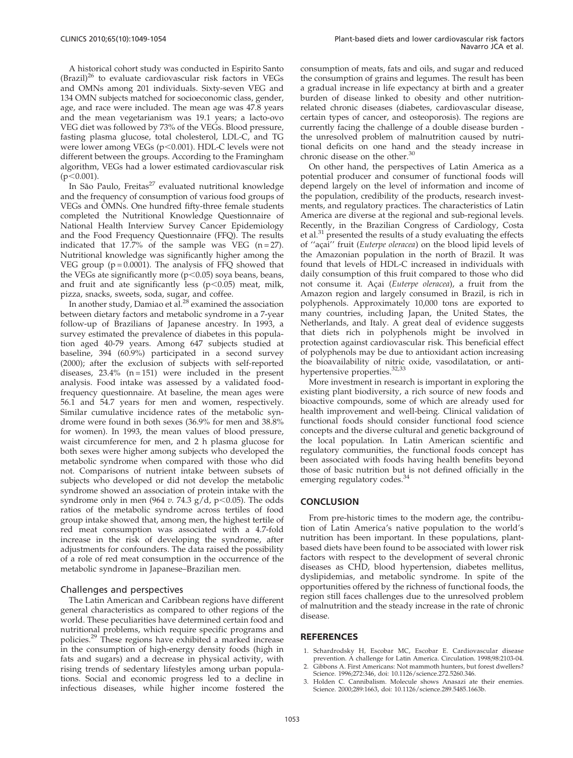A historical cohort study was conducted in Espirito Santo (Brazil)[26] to evaluate cardiovascular risk factors in VEGs and OMNs among 201 individuals. Sixty-seven VEG and 134 OMN subjects matched for socioeconomic class, gender, age, and race were included. The mean age was 47.8 years and the mean vegetarianism was 19.1 years; a lacto-ovo VEG diet was followed by 73% of the VEGs. Blood pressure, fasting plasma glucose, total cholesterol, LDL-C, and TG were lower among VEGs ($p<0.001$). HDL-C levels were not different between the groups. According to the Framingham algorithm, VEGs had a lower estimated cardiovascular risk ($p<0.001$).

In São Paulo, Freitas[27] evaluated nutritional knowledge and the frequency of consumption of various food groups of VEGs and OMNs. One hundred fifty-three female students completed the Nutritional Knowledge Questionnaire of National Health Interview Survey Cancer Epidemiology and the Food Frequency Questionnaire (FFQ). The results indicated that 17.7% of the sample was VEG ($n=27$). Nutritional knowledge was significantly higher among the VEG group ($p=0.0001$). The analysis of FFQ showed that the VEGs ate significantly more ($p<0.05$) soya beans, beans, and fruit and ate significantly less ($p<0.05$) meat, milk, pizza, snacks, sweets, soda, sugar, and coffee.

In another study, Damiao et al.[28] examined the association between dietary factors and metabolic syndrome in a 7-year follow-up of Brazilians of Japanese ancestry. In 1993, a survey estimated the prevalence of diabetes in this population aged 40-79 years. Among 647 subjects studied at baseline, 394 (60.9%) participated in a second survey (2000); after the exclusion of subjects with self-reported diseases, 23.4% ($n=151$) were included in the present analysis. Food intake was assessed by a validated food-frequency questionnaire. At baseline, the mean ages were 56.1 and 54.7 years for men and women, respectively. Similar cumulative incidence rates of the metabolic syndrome were found in both sexes (36.9% for men and 38.8% for women). In 1993, the mean values of blood pressure, waist circumference for men, and 2 h plasma glucose for both sexes were higher among subjects who developed the metabolic syndrome when compared with those who did not. Comparisons of nutrient intake between subsets of subjects who developed or did not develop the metabolic syndrome showed an association of protein intake with the syndrome only in men (964 *v.* 74.3 g/d, $p<0.05$). The odds ratios of the metabolic syndrome across tertiles of food group intake showed that, among men, the highest tertile of red meat consumption was associated with a 4.7-fold increase in the risk of developing the syndrome, after adjustments for confounders. The data raised the possibility of a role of red meat consumption in the occurrence of the metabolic syndrome in Japanese–Brazilian men.

### Challenges and perspectives

The Latin American and Caribbean regions have different general characteristics as compared to other regions of the world. These peculiarities have determined certain food and nutritional problems, which require specific programs and policies.[29] These regions have exhibited a marked increase in the consumption of high-energy density foods (high in fats and sugars) and a decrease in physical activity, with rising trends of sedentary lifestyles among urban populations. Social and economic progress led to a decline in infectious diseases, while higher income fostered the consumption of meats, fats and oils, and sugar and reduced the consumption of grains and legumes. The result has been a gradual increase in life expectancy at birth and a greater burden of disease linked to obesity and other nutrition-related chronic diseases (diabetes, cardiovascular disease, certain types of cancer, and osteoporosis). The regions are currently facing the challenge of a double disease burden - the unresolved problem of malnutrition caused by nutritional deficits on one hand and the steady increase in chronic disease on the other.[30]

On other hand, the perspectives of Latin America as a potential producer and consumer of functional foods will depend largely on the level of information and income of the population, credibility of the products, research investments, and regulatory practices. The characteristics of Latin America are diverse at the regional and sub-regional levels. Recently, in the Brazilian Congress of Cardiology, Costa et al.[31] presented the results of a study evaluating the effects of ''açai'' fruit (*Euterpe oleracea*) on the blood lipid levels of the Amazonian population in the north of Brazil. It was found that levels of HDL-C increased in individuals with daily consumption of this fruit compared to those who did not consume it. Açai (*Euterpe oleracea*), a fruit from the Amazon region and largely consumed in Brazil, is rich in polyphenols. Approximately 10,000 tons are exported to many countries, including Japan, the United States, the Netherlands, and Italy. A great deal of evidence suggests that diets rich in polyphenols might be involved in protection against cardiovascular risk. This beneficial effect of polyphenols may be due to antioxidant action increasing the bioavailability of nitric oxide, vasodilatation, or anti-hypertensive properties.[32,33]

More investment in research is important in exploring the existing plant biodiversity, a rich source of new foods and bioactive compounds, some of which are already used for health improvement and well-being. Clinical validation of functional foods should consider functional food science concepts and the diverse cultural and genetic background of the local population. In Latin American scientific and regulatory communities, the functional foods concept has been associated with foods having health benefits beyond those of basic nutrition but is not defined officially in the emerging regulatory codes.[34]

## CONCLUSION

From pre-historic times to the modern age, the contribution of Latin America's native population to the world's nutrition has been important. In these populations, plant-based diets have been found to be associated with lower risk factors with respect to the development of several chronic diseases as CHD, blood hypertension, diabetes mellitus, dyslipidemias, and metabolic syndrome. In spite of the opportunities offered by the richness of functional foods, the region still faces challenges due to the unresolved problem of malnutrition and the steady increase in the rate of chronic disease.

## REFERENCES

1. Schardrodsky H, Escobar MC, Escobar E. Cardiovascular disease prevention. A challenge for Latin America. Circulation. 1998;98:2103-04.
2. Gibbons A. First Americans: Not mammoth hunters, but forest dwellers? Science. 1996;272:346, doi: 10.1126/science.272.5260.346.
3. Holden C. Cannibalism. Molecule shows Anasazi ate their enemies. Science. 2000;289:1663, doi: 10.1126/science.289.5485.1663b.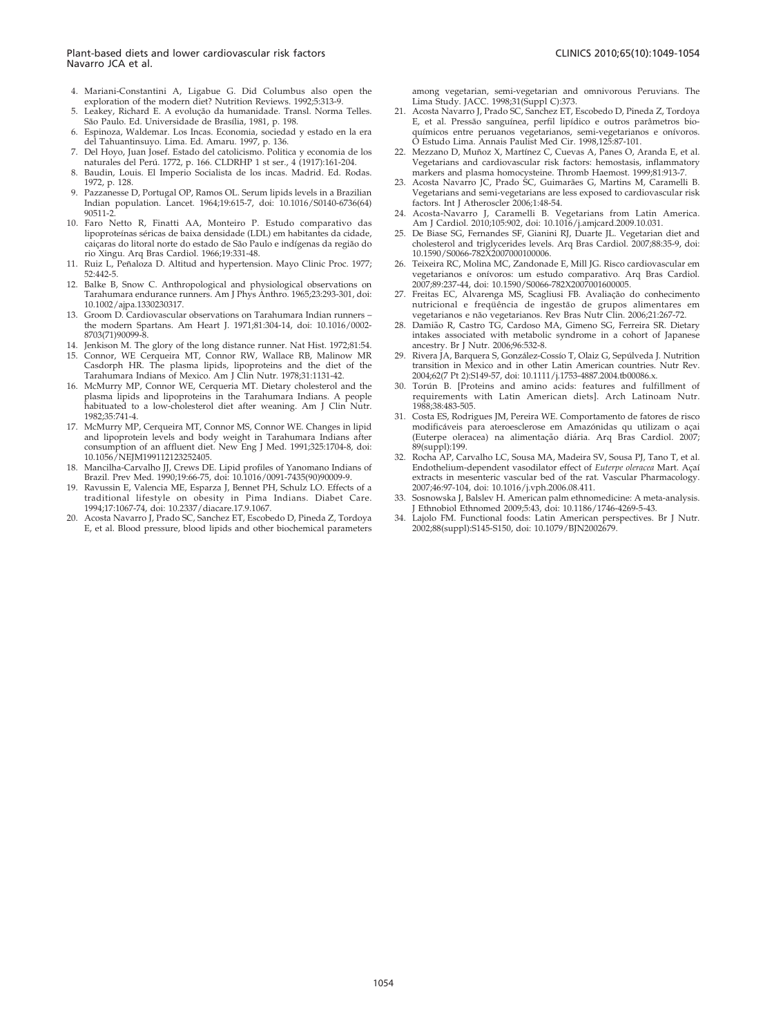4. Mariani-Constantini A, Ligabue G. Did Columbus also open the exploration of the modern diet? Nutrition Reviews. 1992;5:313-9.
5. Leakey, Richard E. A evolução da humanidade. Transl. Norma Telles. São Paulo. Ed. Universidade de Brasília, 1981, p. 198.
6. Espinoza, Waldemar. Los Incas. Economia, sociedad y estado en la era del Tahuantinsuyo. Lima. Ed. Amaru. 1997, p. 136.
7. Del Hoyo, Juan Josef. Estado del catolicismo. Politica y economia de los naturales del Perú. 1772, p. 166. CLDRHP 1 st ser., 4 (1917):161-204.
8. Baudin, Louis. El Imperio Socialista de los incas. Madrid. Ed. Rodas. 1972, p. 128.
9. Pazzanesse D, Portugal OP, Ramos OL. Serum lipids levels in a Brazilian Indian population. Lancet. 1964;19:615-7, doi: 10.1016/S0140-6736(64)90511-2.
10. Faro Netto R, Finatti AA, Monteiro P. Estudo comparativo das lipoproteínas séricas de baixa densidade (LDL) em habitantes da cidade, caiçaras do litoral norte do estado de São Paulo e indígenas da região do rio Xingu. Arq Bras Cardiol. 1966;19:331-48.
11. Ruiz L, Peñaloza D. Altitud and hypertension. Mayo Clinic Proc. 1977; 52:442-5.
12. Balke B, Snow C. Anthropological and physiological observations on Tarahumara endurance runners. Am J Phys Anthro. 1965;23:293-301, doi: 10.1002/ajpa.1330230317.
13. Groom D. Cardiovascular observations on Tarahumara Indian runners – the modern Spartans. Am Heart J. 1971;81:304-14, doi: 10.1016/0002-8703(71)90099-8.
14. Jenkison M. The glory of the long distance runner. Nat Hist. 1972;81:54.
15. Connor, WE Cerqueira MT, Connor RW, Wallace RB, Malinow MR Casdorph HR. The plasma lipids, lipoproteins and the diet of the Tarahumara Indians of Mexico. Am J Clin Nutr. 1978;31:1131-42.
16. McMurry MP, Connor WE, Cerqueria MT. Dietary cholesterol and the plasma lipids and lipoproteins in the Tarahumara Indians. A people habituated to a low-cholesterol diet after weaning. Am J Clin Nutr. 1982;35:741-4.
17. McMurry MP, Cerqueira MT, Connor MS, Connor WE. Changes in lipid and lipoprotein levels and body weight in Tarahumara Indians after consumption of an affluent diet. New Eng J Med. 1991;325:1704-8, doi: 10.1056/NEJM199112123252405.
18. Mancilha-Carvalho JJ, Crews DE. Lipid profiles of Yanomano Indians of Brazil. Prev Med. 1990;19:66-75, doi: 10.1016/0091-7435(90)90009-9.
19. Ravussin E, Valencia ME, Esparza J, Bennet PH, Schulz LO. Effects of a traditional lifestyle on obesity in Pima Indians. Diabet Care. 1994;17:1067-74, doi: 10.2337/diacare.17.9.1067.
20. Acosta Navarro J, Prado SC, Sanchez ET, Escobedo D, Pineda Z, Tordoya E, et al. Blood pressure, blood lipids and other biochemical parameters among vegetarian, semi-vegetarian and omnivorous Peruvians. The Lima Study. JACC. 1998;31(Suppl C):373.
21. Acosta Navarro J, Prado SC, Sanchez ET, Escobedo D, Pineda Z, Tordoya E, et al. Pressão sanguínea, perfil lipídico e outros parâmetros bio-químicos entre peruanos vegetarianos, semi-vegetarianos e onívoros. O Estudo Lima. Annais Paulist Med Cir. 1998,125:87-101.
22. Mezzano D, Muñoz X, Martínez C, Cuevas A, Panes O, Aranda E, et al. Vegetarians and cardiovascular risk factors: hemostasis, inflammatory markers and plasma homocysteine. Thromb Haemost. 1999;81:913-7.
23. Acosta Navarro JC, Prado SC, Guimarães G, Martins M, Caramelli B. Vegetarians and semi-vegetarians are less exposed to cardiovascular risk factors. Int J Atheroscler 2006;1:48-54.
24. Acosta-Navarro J, Caramelli B. Vegetarians from Latin America. Am J Cardiol. 2010;105:902, doi: 10.1016/j.amjcard.2009.10.031.
25. De Biase SG, Fernandes SF, Gianini RJ, Duarte JL. Vegetarian diet and cholesterol and triglycerides levels. Arq Bras Cardiol. 2007;88:35-9, doi: 10.1590/S0066-782X2007000100006.
26. Teixeira RC, Molina MC, Zandonade E, Mill JG. Risco cardiovascular em vegetarianos e onívoros: um estudo comparativo. Arq Bras Cardiol. 2007;89:237-44, doi: 10.1590/S0066-782X2007001600005.
27. Freitas EC, Alvarenga MS, Scagliusi FB. Avaliação do conhecimento nutricional e freqüência de ingestão de grupos alimentares em vegetarianos e não vegetarianos. Rev Bras Nutr Clin. 2006;21:267-72.
28. Damião R, Castro TG, Cardoso MA, Gimeno SG, Ferreira SR. Dietary intakes associated with metabolic syndrome in a cohort of Japanese ancestry. Br J Nutr. 2006;96:532-8.
29. Rivera JA, Barquera S, González-Cossío T, Olaiz G, Sepúlveda J. Nutrition transition in Mexico and in other Latin American countries. Nutr Rev. 2004;62(7 Pt 2):S149-57, doi: 10.1111/j.1753-4887.2004.tb00086.x.
30. Torún B. [Proteins and amino acids: features and fulfillment of requirements with Latin American diets]. Arch Latinoam Nutr. 1988;38:483-505.
31. Costa ES, Rodrigues JM, Pereira WE. Comportamento de fatores de risco modificáveis para aterоesclerose em Amazónidas que utilizam o açai (Euterpe oleracea) na alimentação diária. Arq Bras Cardiol. 2007; 89(suppl):199.
32. Rocha AP, Carvalho LC, Sousa MA, Madeira SV, Sousa PJ, Tano T, et al. Endothelium-dependent vasodilator effect of *Euterpe oleracea* Mart. Açaí extracts in mesenteric vascular bed of the rat. Vascular Pharmacology. 2007;46:97-104, doi: 10.1016/j.vph.2006.08.411.
33. Sosnowska J, Balslev H. American palm ethnomedicine: A meta-analysis. J Ethnobiol Ethnomed 2009;5:43, doi: 10.1186/1746-4269-5-43.
34. Lajolo FM. Functional foods: Latin American perspectives. Br J Nutr. 2002;88(suppl):S145-S150, doi: 10.1079/BJN2002679.